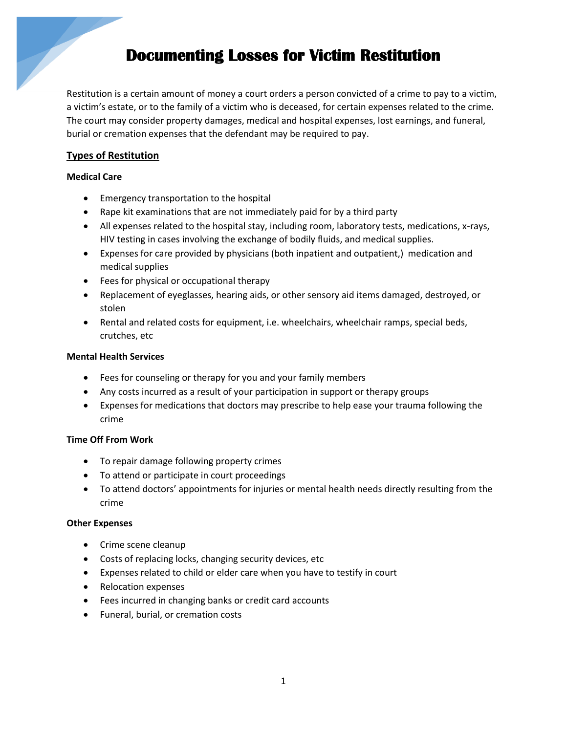# Documenting Losses for Victim Restitution

Restitution is a certain amount of money a court orders a person convicted of a crime to pay to a victim, a victim's estate, or to the family of a victim who is deceased, for certain expenses related to the crime. The court may consider property damages, medical and hospital expenses, lost earnings, and funeral, burial or cremation expenses that the defendant may be required to pay.

## Types of Restitution

**Medical Care**

- Emergency transportation to the hospital
- Rape kit examinations that are not immediately paid for by a third party
- All expenses related to the hospital stay, including room, laboratory tests, medications, x-rays, HIV testing in cases involving the exchange of bodily fluids, and medical supplies.
- Expenses for care provided by physicians (both inpatient and outpatient,) medication and medical supplies
- Fees for physical or occupational therapy
- Replacement of eyeglasses, hearing aids, or other sensory aid items damaged, destroyed, or stolen
- Rental and related costs for equipment, i.e. wheelchairs, wheelchair ramps, special beds, crutches, etc

**Mental Health Services**

- Fees for counseling or therapy for you and your family members
- Any costs incurred as a result of your participation in support or therapy groups
- Expenses for medications that doctors may prescribe to help ease your trauma following the crime

**Time Off From Work**

- To repair damage following property crimes
- To attend or participate in court proceedings
- To attend doctors' appointments for injuries or mental health needs directly resulting from the crime

**Other Expenses**

- Crime scene cleanup
- Costs of replacing locks, changing security devices, etc
- Expenses related to child or elder care when you have to testify in court
- Relocation expenses
- Fees incurred in changing banks or credit card accounts
- Funeral, burial, or cremation costs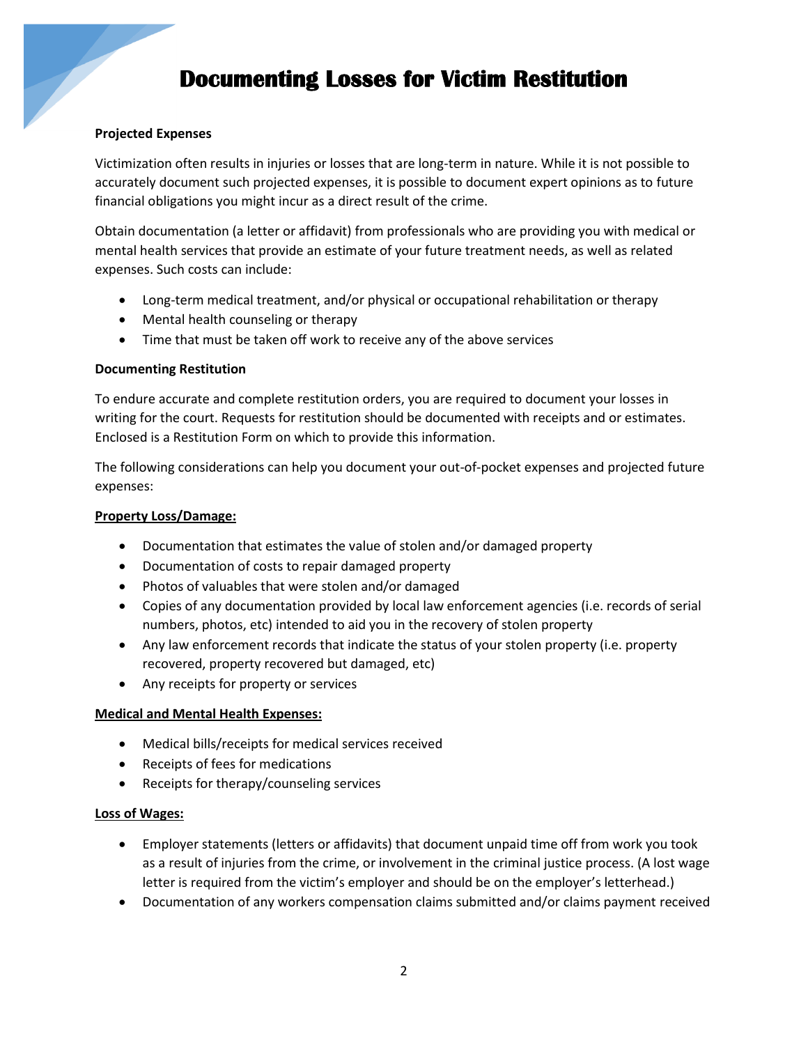# Documenting Losses for Victim Restitution

**Projected Expenses**

Victimization often results in injuries or losses that are long-term in nature. While it is not possible to accurately document such projected expenses, it is possible to document expert opinions as to future financial obligations you might incur as a direct result of the crime.

Obtain documentation (a letter or affidavit) from professionals who are providing you with medical or mental health services that provide an estimate of your future treatment needs, as well as related expenses. Such costs can include:

- Long-term medical treatment, and/or physical or occupational rehabilitation or therapy
- Mental health counseling or therapy
- Time that must be taken off work to receive any of the above services

**Documenting Restitution**

To endure accurate and complete restitution orders, you are required to document your losses in writing for the court. Requests for restitution should be documented with receipts and or estimates. Enclosed is a Restitution Form on which to provide this information.

The following considerations can help you document your out-of-pocket expenses and projected future expenses:

**Property Loss/Damage:**

- Documentation that estimates the value of stolen and/or damaged property
- Documentation of costs to repair damaged property
- Photos of valuables that were stolen and/or damaged
- Copies of any documentation provided by local law enforcement agencies (i.e. records of serial numbers, photos, etc) intended to aid you in the recovery of stolen property
- Any law enforcement records that indicate the status of your stolen property (i.e. property recovered, property recovered but damaged, etc)
- Any receipts for property or services

**Medical and Mental Health Expenses:**

- Medical bills/receipts for medical services received
- Receipts of fees for medications
- Receipts for therapy/counseling services

**Loss of Wages:**

- Employer statements (letters or affidavits) that document unpaid time off from work you took as a result of injuries from the crime, or involvement in the criminal justice process. (A lost wage letter is required from the victim's employer and should be on the employer's letterhead.)
- Documentation of any workers compensation claims submitted and/or claims payment received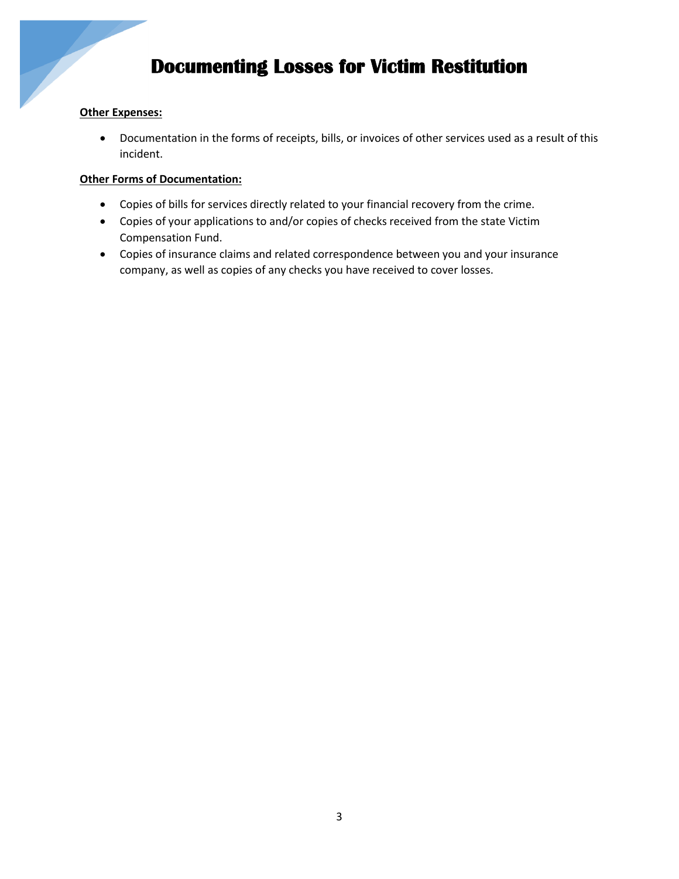# Documenting Losses for Victim Restitution

**Other Expenses:**

- Documentation in the forms of receipts, bills, or invoices of other services used as a result of this incident.

**Other Forms of Documentation:**

- Copies of bills for services directly related to your financial recovery from the crime.
- Copies of your applications to and/or copies of checks received from the state Victim Compensation Fund.
- Copies of insurance claims and related correspondence between you and your insurance company, as well as copies of any checks you have received to cover losses.